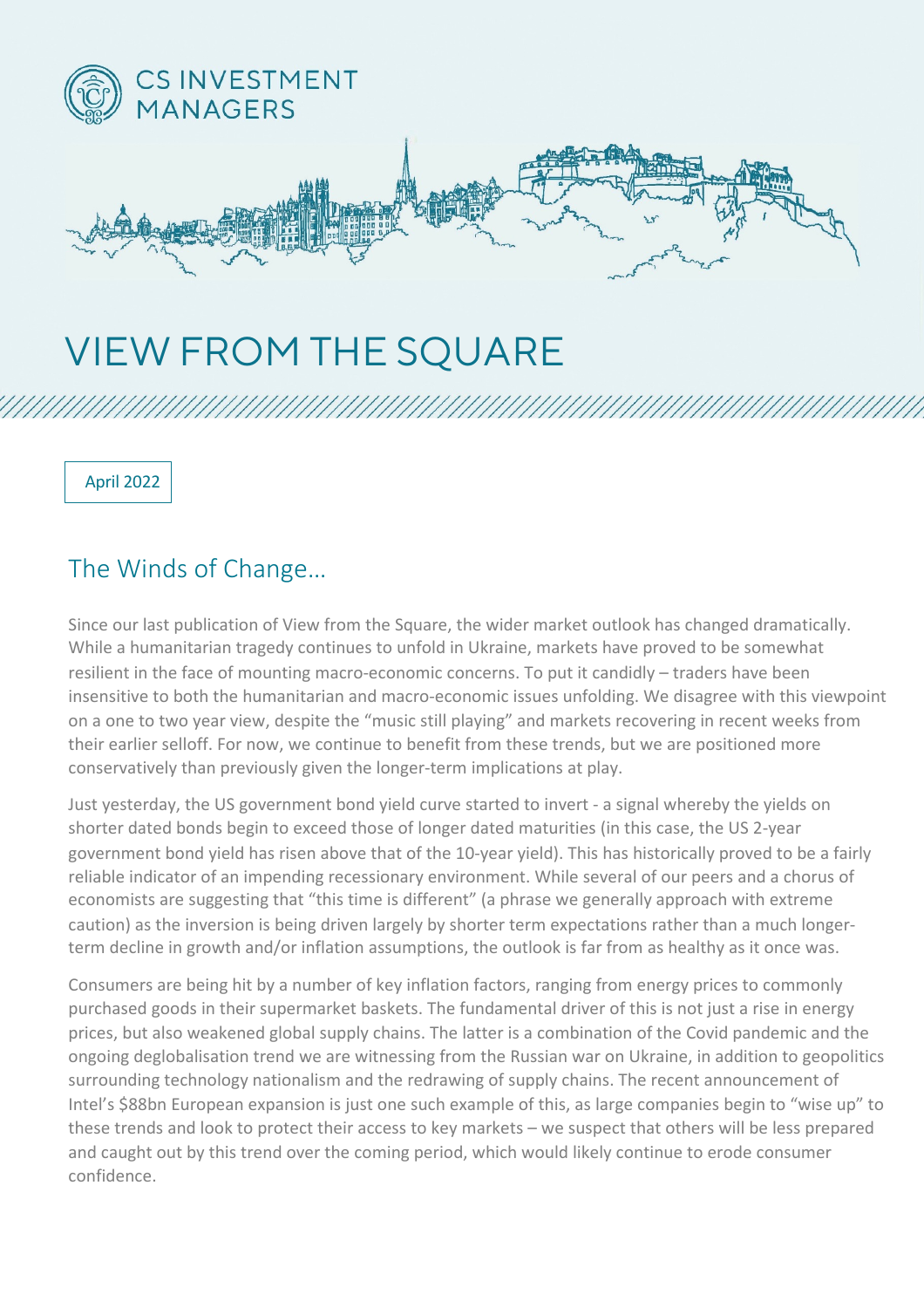CS INVESTMENT MANAGERS

# VIEW FROM THE SQUARE

April 2022

## The Winds of Change…

Since our last publication of View from the Square, the wider market outlook has changed dramatically. While a humanitarian tragedy continues to unfold in Ukraine, markets have proved to be somewhat resilient in the face of mounting macro-economic concerns. To put it candidly – traders have been insensitive to both the humanitarian and macro-economic issues unfolding. We disagree with this viewpoint on a one to two year view, despite the "music still playing" and markets recovering in recent weeks from their earlier selloff. For now, we continue to benefit from these trends, but we are positioned more conservatively than previously given the longer-term implications at play.

Just yesterday, the US government bond yield curve started to invert - a signal whereby the yields on shorter dated bonds begin to exceed those of longer dated maturities (in this case, the US 2-year government bond yield has risen above that of the 10-year yield). This has historically proved to be a fairly reliable indicator of an impending recessionary environment. While several of our peers and a chorus of economists are suggesting that "this time is different" (a phrase we generally approach with extreme caution) as the inversion is being driven largely by shorter term expectations rather than a much longer-term decline in growth and/or inflation assumptions, the outlook is far from as healthy as it once was.

Consumers are being hit by a number of key inflation factors, ranging from energy prices to commonly purchased goods in their supermarket baskets. The fundamental driver of this is not just a rise in energy prices, but also weakened global supply chains. The latter is a combination of the Covid pandemic and the ongoing deglobalisation trend we are witnessing from the Russian war on Ukraine, in addition to geopolitics surrounding technology nationalism and the redrawing of supply chains. The recent announcement of Intel's $88bn European expansion is just one such example of this, as large companies begin to "wise up" to these trends and look to protect their access to key markets – we suspect that others will be less prepared and caught out by this trend over the coming period, which would likely continue to erode consumer confidence.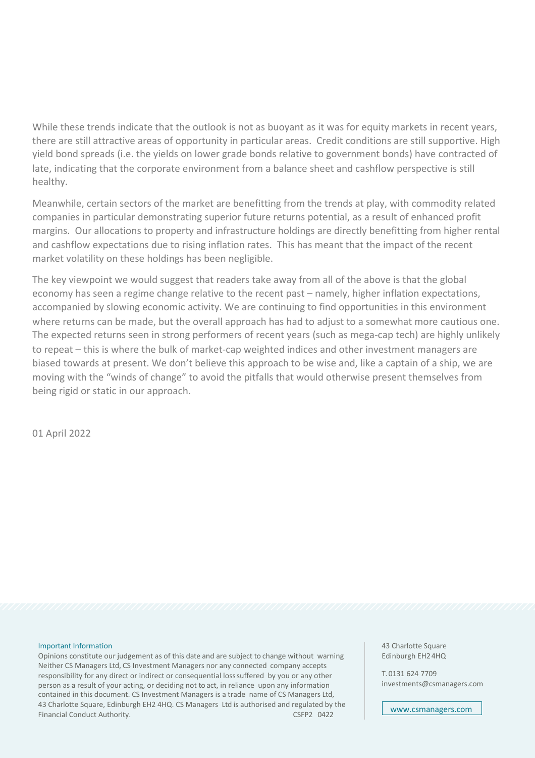While these trends indicate that the outlook is not as buoyant as it was for equity markets in recent years, there are still attractive areas of opportunity in particular areas. Credit conditions are still supportive. High yield bond spreads (i.e. the yields on lower grade bonds relative to government bonds) have contracted of late, indicating that the corporate environment from a balance sheet and cashflow perspective is still healthy.

Meanwhile, certain sectors of the market are benefitting from the trends at play, with commodity related companies in particular demonstrating superior future returns potential, as a result of enhanced profit margins. Our allocations to property and infrastructure holdings are directly benefitting from higher rental and cashflow expectations due to rising inflation rates. This has meant that the impact of the recent market volatility on these holdings has been negligible.

The key viewpoint we would suggest that readers take away from all of the above is that the global economy has seen a regime change relative to the recent past – namely, higher inflation expectations, accompanied by slowing economic activity. We are continuing to find opportunities in this environment where returns can be made, but the overall approach has had to adjust to a somewhat more cautious one. The expected returns seen in strong performers of recent years (such as mega-cap tech) are highly unlikely to repeat – this is where the bulk of market-cap weighted indices and other investment managers are biased towards at present. We don't believe this approach to be wise and, like a captain of a ship, we are moving with the "winds of change" to avoid the pitfalls that would otherwise present themselves from being rigid or static in our approach.

01 April 2022

Important Information

Opinions constitute our judgement as of this date and are subject to change without warning Neither CS Managers Ltd, CS Investment Managers nor any connected company accepts responsibility for any direct or indirect or consequential loss suffered by you or any other person as a result of your acting, or deciding not to act, in reliance upon any information contained in this document. CS Investment Managers is a trade name of CS Managers Ltd, 43 Charlotte Square, Edinburgh EH2 4HQ. CS Managers Ltd is authorised and regulated by the Financial Conduct Authority. CSFP2 0422

43 Charlotte Square
Edinburgh EH2 4HQ

T. 0131 624 7709
investments@csmanagers.com

www.csmanagers.com